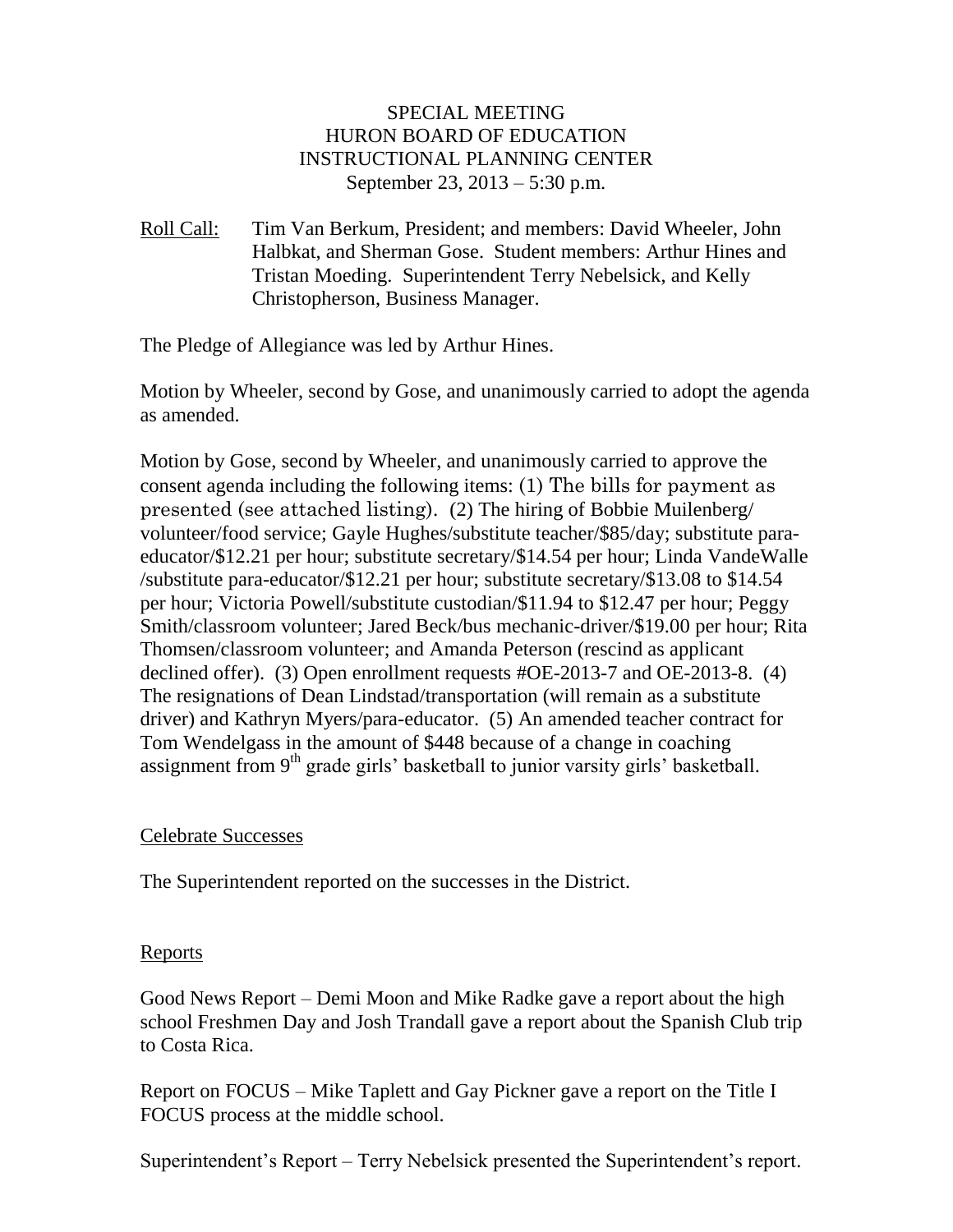SPECIAL MEETING
HURON BOARD OF EDUCATION
INSTRUCTIONAL PLANNING CENTER
September 23, 2013 – 5:30 p.m.

Roll Call: Tim Van Berkum, President; and members: David Wheeler, John Halbkat, and Sherman Gose. Student members: Arthur Hines and Tristan Moeding. Superintendent Terry Nebelsick, and Kelly Christopherson, Business Manager.

The Pledge of Allegiance was led by Arthur Hines.

Motion by Wheeler, second by Gose, and unanimously carried to adopt the agenda as amended.

Motion by Gose, second by Wheeler, and unanimously carried to approve the consent agenda including the following items: (1) The bills for payment as presented (see attached listing). (2) The hiring of Bobbie Muilenberg/ volunteer/food service; Gayle Hughes/substitute teacher/$85/day; substitute para-educator/$12.21 per hour; substitute secretary/$14.54 per hour; Linda VandeWalle /substitute para-educator/$12.21 per hour; substitute secretary/$13.08 to $14.54 per hour; Victoria Powell/substitute custodian/$11.94 to $12.47 per hour; Peggy Smith/classroom volunteer; Jared Beck/bus mechanic-driver/$19.00 per hour; Rita Thomsen/classroom volunteer; and Amanda Peterson (rescind as applicant declined offer). (3) Open enrollment requests #OE-2013-7 and OE-2013-8. (4) The resignations of Dean Lindstad/transportation (will remain as a substitute driver) and Kathryn Myers/para-educator. (5) An amended teacher contract for Tom Wendelgass in the amount of $448 because of a change in coaching assignment from 9th grade girls' basketball to junior varsity girls' basketball.

Celebrate Successes

The Superintendent reported on the successes in the District.

Reports

Good News Report – Demi Moon and Mike Radke gave a report about the high school Freshmen Day and Josh Trandall gave a report about the Spanish Club trip to Costa Rica.

Report on FOCUS – Mike Taplett and Gay Pickner gave a report on the Title I FOCUS process at the middle school.

Superintendent's Report – Terry Nebelsick presented the Superintendent's report.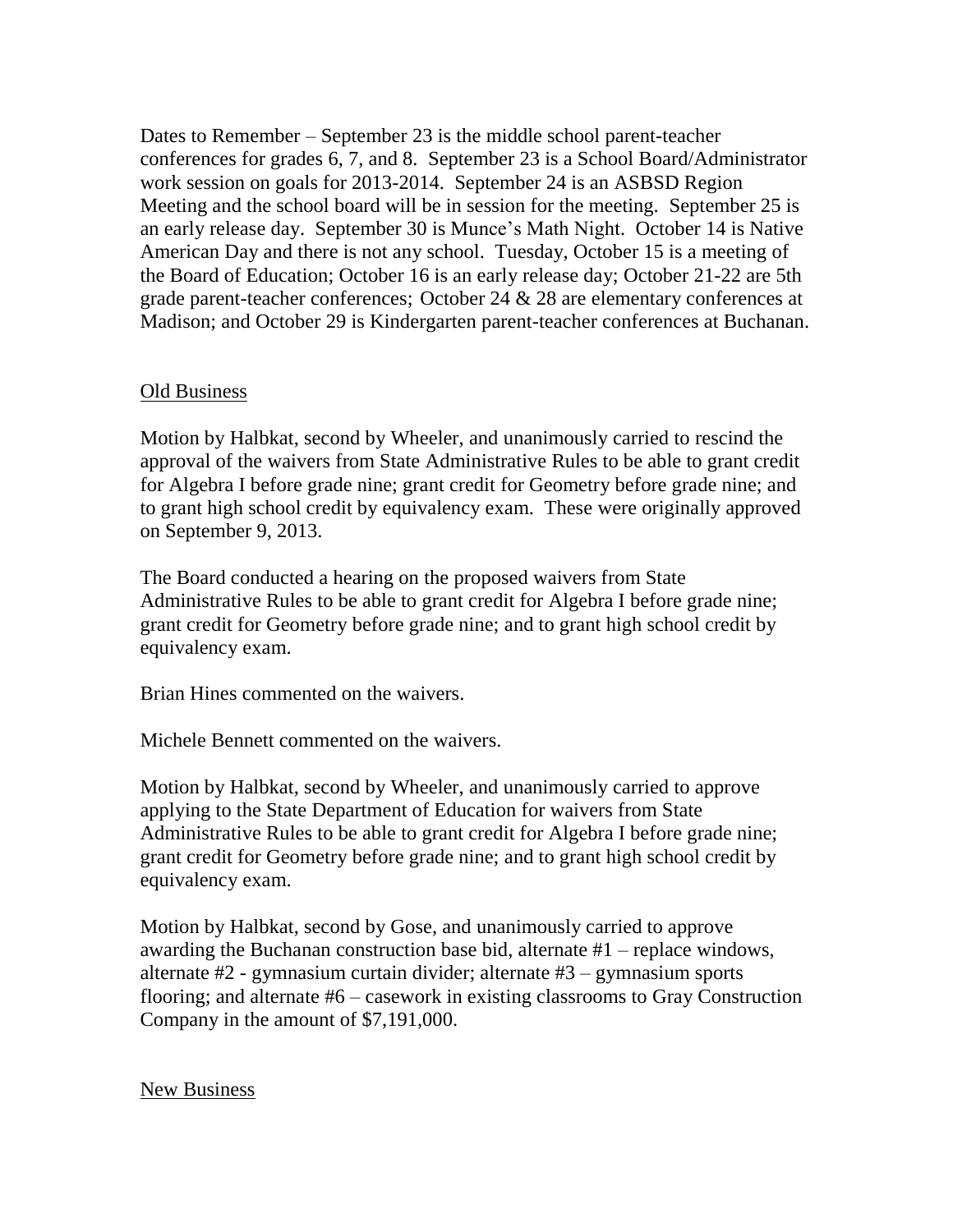Dates to Remember – September 23 is the middle school parent-teacher conferences for grades 6, 7, and 8. September 23 is a School Board/Administrator work session on goals for 2013-2014. September 24 is an ASBSD Region Meeting and the school board will be in session for the meeting. September 25 is an early release day. September 30 is Munce's Math Night. October 14 is Native American Day and there is not any school. Tuesday, October 15 is a meeting of the Board of Education; October 16 is an early release day; October 21-22 are 5th grade parent-teacher conferences; October 24 & 28 are elementary conferences at Madison; and October 29 is Kindergarten parent-teacher conferences at Buchanan.

## Old Business

Motion by Halbkat, second by Wheeler, and unanimously carried to rescind the approval of the waivers from State Administrative Rules to be able to grant credit for Algebra I before grade nine; grant credit for Geometry before grade nine; and to grant high school credit by equivalency exam. These were originally approved on September 9, 2013.

The Board conducted a hearing on the proposed waivers from State Administrative Rules to be able to grant credit for Algebra I before grade nine; grant credit for Geometry before grade nine; and to grant high school credit by equivalency exam.

Brian Hines commented on the waivers.

Michele Bennett commented on the waivers.

Motion by Halbkat, second by Wheeler, and unanimously carried to approve applying to the State Department of Education for waivers from State Administrative Rules to be able to grant credit for Algebra I before grade nine; grant credit for Geometry before grade nine; and to grant high school credit by equivalency exam.

Motion by Halbkat, second by Gose, and unanimously carried to approve awarding the Buchanan construction base bid, alternate #1 – replace windows, alternate #2 - gymnasium curtain divider; alternate #3 – gymnasium sports flooring; and alternate #6 – casework in existing classrooms to Gray Construction Company in the amount of $7,191,000.

## New Business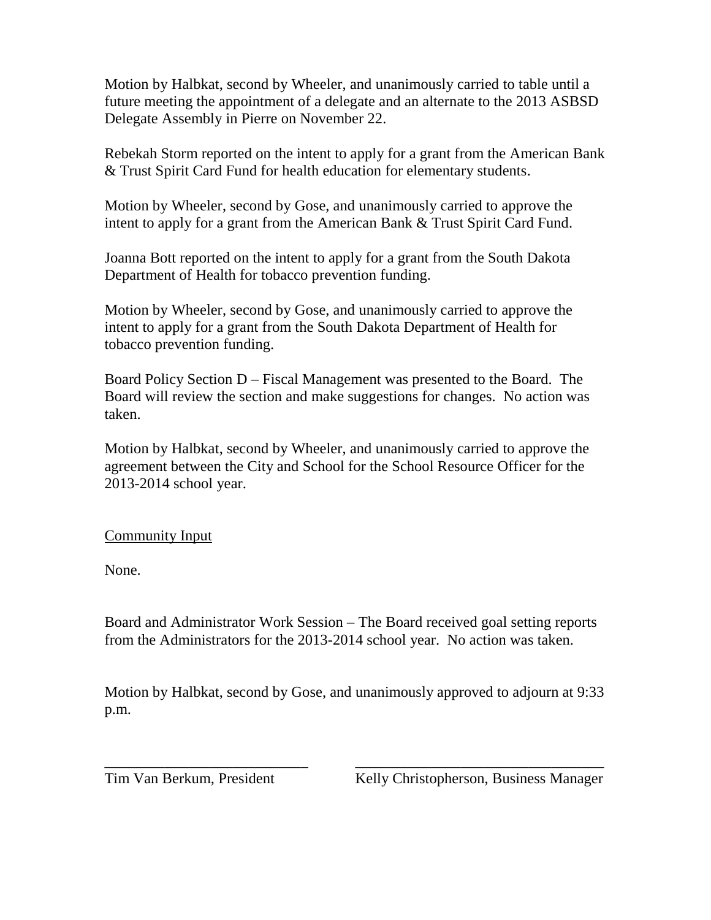Motion by Halbkat, second by Wheeler, and unanimously carried to table until a future meeting the appointment of a delegate and an alternate to the 2013 ASBSD Delegate Assembly in Pierre on November 22.

Rebekah Storm reported on the intent to apply for a grant from the American Bank & Trust Spirit Card Fund for health education for elementary students.

Motion by Wheeler, second by Gose, and unanimously carried to approve the intent to apply for a grant from the American Bank & Trust Spirit Card Fund.

Joanna Bott reported on the intent to apply for a grant from the South Dakota Department of Health for tobacco prevention funding.

Motion by Wheeler, second by Gose, and unanimously carried to approve the intent to apply for a grant from the South Dakota Department of Health for tobacco prevention funding.

Board Policy Section D – Fiscal Management was presented to the Board. The Board will review the section and make suggestions for changes. No action was taken.

Motion by Halbkat, second by Wheeler, and unanimously carried to approve the agreement between the City and School for the School Resource Officer for the 2013-2014 school year.

<u>Community Input</u>

None.

Board and Administrator Work Session – The Board received goal setting reports from the Administrators for the 2013-2014 school year. No action was taken.

Motion by Halbkat, second by Gose, and unanimously approved to adjourn at 9:33 p.m.

\_\_\_\_\_\_\_\_\_\_\_\_\_\_\_\_\_\_\_\_\_\_\_\_\_\_\_\_ \_\_\_\_\_\_\_\_\_\_\_\_\_\_\_\_\_\_\_\_\_\_\_\_\_\_\_\_\_\_\_\_\_\_

Tim Van Berkum, President Kelly Christopherson, Business Manager